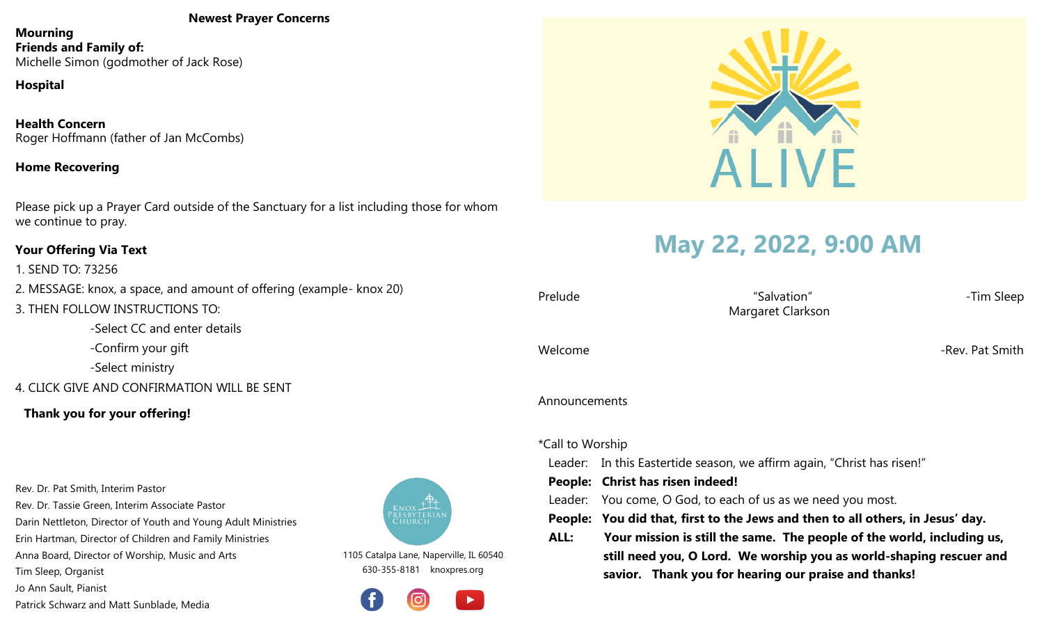## Newest Prayer Concerns

**Mourning**
**Friends and Family of:**
Michelle Simon (godmother of Jack Rose)

**Hospital**

**Health Concern**
Roger Hoffmann (father of Jan McCombs)

**Home Recovering**

Please pick up a Prayer Card outside of the Sanctuary for a list including those for whom we continue to pray.

**Your Offering Via Text**

1. SEND TO: 73256
2. MESSAGE: knox, a space, and amount of offering (example- knox 20)
3. THEN FOLLOW INSTRUCTIONS TO:
   - Select CC and enter details
   - Confirm your gift
   - Select ministry
4. CLICK GIVE AND CONFIRMATION WILL BE SENT

**Thank you for your offering!**

Rev. Dr. Pat Smith, Interim Pastor
Rev. Dr. Tassie Green, Interim Associate Pastor
Darin Nettleton, Director of Youth and Young Adult Ministries
Erin Hartman, Director of Children and Family Ministries
Anna Board, Director of Worship, Music and Arts
Tim Sleep, Organist
Jo Ann Sault, Pianist
Patrick Schwarz and Matt Sunblade, Media

Knox Presbyterian Church
1105 Catalpa Lane, Naperville, IL 60540
630-355-8181 knoxpres.org

ALIVE

# May 22, 2022, 9:00 AM

Prelude — "Salvation" Margaret Clarkson — -Tim Sleep

Welcome — -Rev. Pat Smith

Announcements

*Call to Worship

Leader: In this Eastertide season, we affirm again, "Christ has risen!"
**People: Christ has risen indeed!**
Leader: You come, O God, to each of us as we need you most.
**People: You did that, first to the Jews and then to all others, in Jesus' day.**
**ALL: Your mission is still the same. The people of the world, including us, still need you, O Lord. We worship you as world-shaping rescuer and savior. Thank you for hearing our praise and thanks!**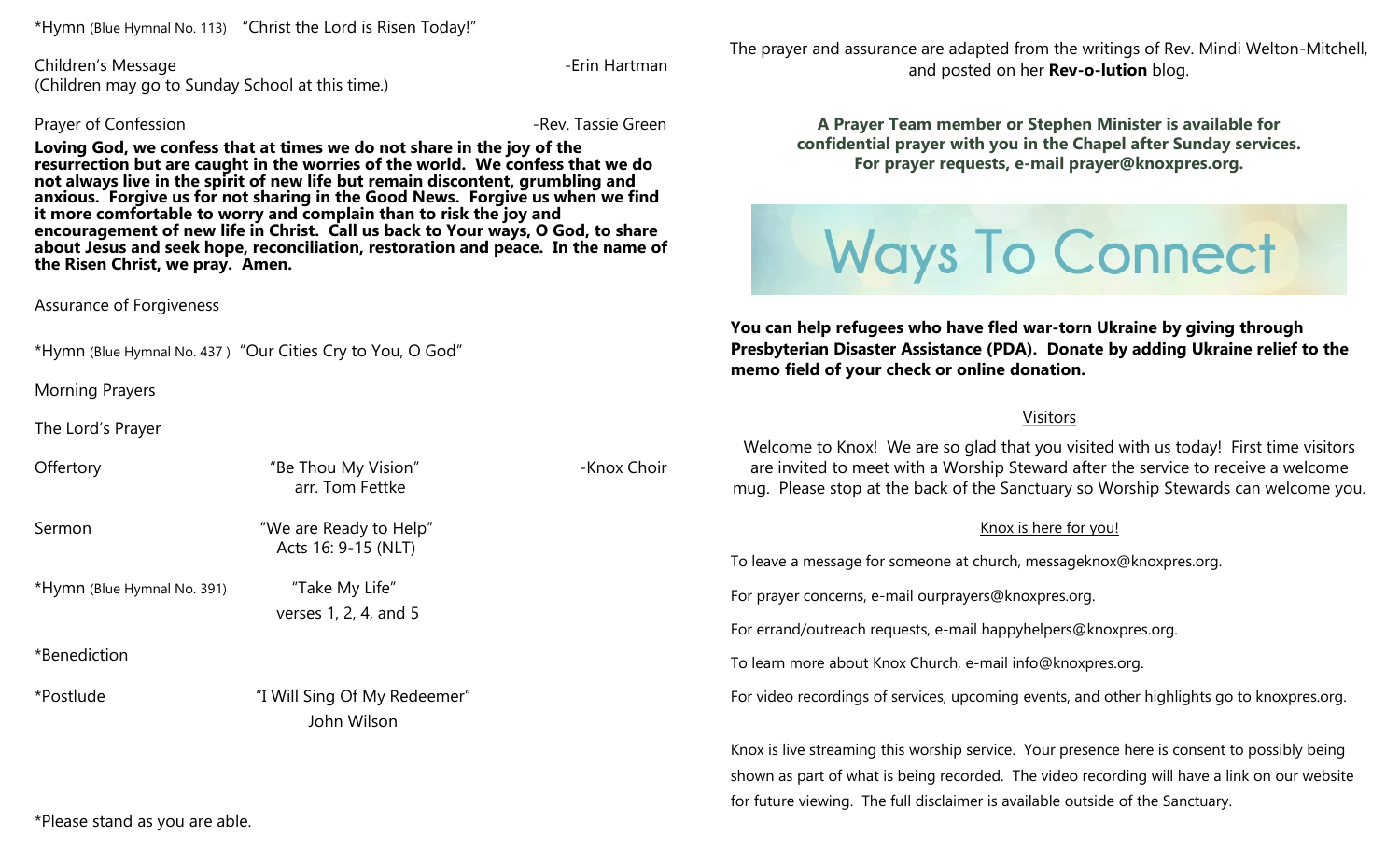*Hymn (Blue Hymnal No. 113) "Christ the Lord is Risen Today!"

Children's Message -Erin Hartman
(Children may go to Sunday School at this time.)

Prayer of Confession -Rev. Tassie Green

**Loving God, we confess that at times we do not share in the joy of the resurrection but are caught in the worries of the world. We confess that we do not always live in the spirit of new life but remain discontent, grumbling and anxious. Forgive us for not sharing in the Good News. Forgive us when we find it more comfortable to worry and complain than to risk the joy and encouragement of new life in Christ. Call us back to Your ways, O God, to share about Jesus and seek hope, reconciliation, restoration and peace. In the name of the Risen Christ, we pray. Amen.**

Assurance of Forgiveness

*Hymn (Blue Hymnal No. 437) "Our Cities Cry to You, O God"

Morning Prayers

The Lord's Prayer

Offertory "Be Thou My Vision" arr. Tom Fettke -Knox Choir

Sermon "We are Ready to Help" Acts 16: 9-15 (NLT)

*Hymn (Blue Hymnal No. 391) "Take My Life" verses 1, 2, 4, and 5

*Benediction

*Postlude "I Will Sing Of My Redeemer" John Wilson

*Please stand as you are able.

The prayer and assurance are adapted from the writings of Rev. Mindi Welton-Mitchell, and posted on her **Rev-o-lution** blog.

**A Prayer Team member or Stephen Minister is available for confidential prayer with you in the Chapel after Sunday services. For prayer requests, e-mail prayer@knoxpres.org.**

# Ways To Connect

**You can help refugees who have fled war-torn Ukraine by giving through Presbyterian Disaster Assistance (PDA). Donate by adding Ukraine relief to the memo field of your check or online donation.**

## Visitors

Welcome to Knox! We are so glad that you visited with us today! First time visitors are invited to meet with a Worship Steward after the service to receive a welcome mug. Please stop at the back of the Sanctuary so Worship Stewards can welcome you.

## Knox is here for you!

To leave a message for someone at church, messageknox@knoxpres.org.

For prayer concerns, e-mail ourprayers@knoxpres.org.

For errand/outreach requests, e-mail happyhelpers@knoxpres.org.

To learn more about Knox Church, e-mail info@knoxpres.org.

For video recordings of services, upcoming events, and other highlights go to knoxpres.org.

Knox is live streaming this worship service. Your presence here is consent to possibly being shown as part of what is being recorded. The video recording will have a link on our website for future viewing. The full disclaimer is available outside of the Sanctuary.